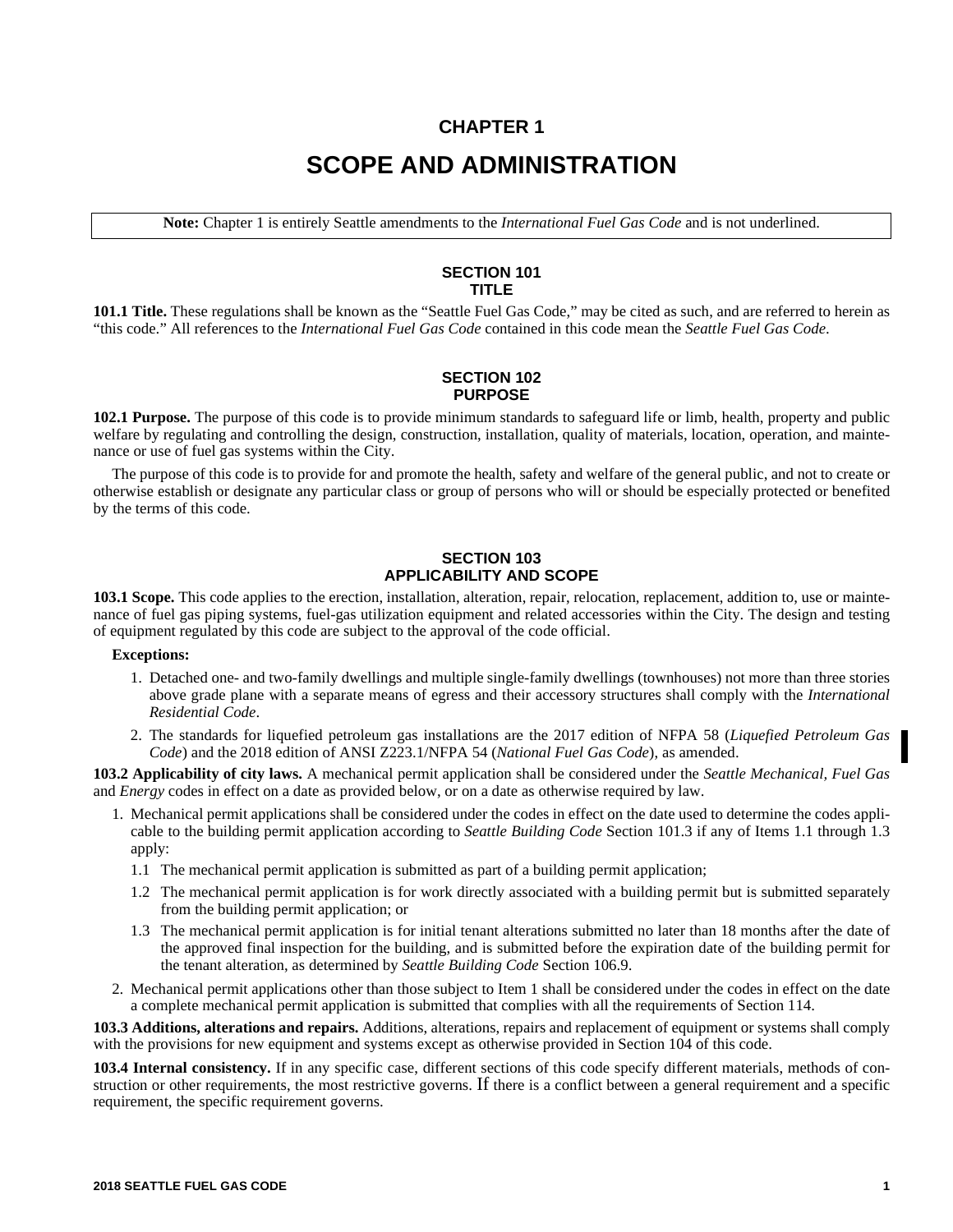# CHAPTER 1

# SCOPE AND ADMINISTRATION

**Note:** Chapter 1 is entirely Seattle amendments to the *International Fuel Gas Code* and is not underlined.

## SECTION 101
## TITLE

**101.1 Title.** These regulations shall be known as the "Seattle Fuel Gas Code," may be cited as such, and are referred to herein as "this code." All references to the *International Fuel Gas Code* contained in this code mean the *Seattle Fuel Gas Code*.

## SECTION 102
## PURPOSE

**102.1 Purpose.** The purpose of this code is to provide minimum standards to safeguard life or limb, health, property and public welfare by regulating and controlling the design, construction, installation, quality of materials, location, operation, and maintenance or use of fuel gas systems within the City.

The purpose of this code is to provide for and promote the health, safety and welfare of the general public, and not to create or otherwise establish or designate any particular class or group of persons who will or should be especially protected or benefited by the terms of this code.

## SECTION 103
## APPLICABILITY AND SCOPE

**103.1 Scope.** This code applies to the erection, installation, alteration, repair, relocation, replacement, addition to, use or maintenance of fuel gas piping systems, fuel-gas utilization equipment and related accessories within the City. The design and testing of equipment regulated by this code are subject to the approval of the code official.

**Exceptions:**

1. Detached one- and two-family dwellings and multiple single-family dwellings (townhouses) not more than three stories above grade plane with a separate means of egress and their accessory structures shall comply with the *International Residential Code*.
2. The standards for liquefied petroleum gas installations are the 2017 edition of NFPA 58 (*Liquefied Petroleum Gas Code*) and the 2018 edition of ANSI Z223.1/NFPA 54 (*National Fuel Gas Code*), as amended.

**103.2 Applicability of city laws.** A mechanical permit application shall be considered under the *Seattle Mechanical, Fuel Gas* and *Energy* codes in effect on a date as provided below, or on a date as otherwise required by law.

1. Mechanical permit applications shall be considered under the codes in effect on the date used to determine the codes applicable to the building permit application according to *Seattle Building Code* Section 101.3 if any of Items 1.1 through 1.3 apply:
   - 1.1 The mechanical permit application is submitted as part of a building permit application;
   - 1.2 The mechanical permit application is for work directly associated with a building permit but is submitted separately from the building permit application; or
   - 1.3 The mechanical permit application is for initial tenant alterations submitted no later than 18 months after the date of the approved final inspection for the building, and is submitted before the expiration date of the building permit for the tenant alteration, as determined by *Seattle Building Code* Section 106.9.
2. Mechanical permit applications other than those subject to Item 1 shall be considered under the codes in effect on the date a complete mechanical permit application is submitted that complies with all the requirements of Section 114.

**103.3 Additions, alterations and repairs.** Additions, alterations, repairs and replacement of equipment or systems shall comply with the provisions for new equipment and systems except as otherwise provided in Section 104 of this code.

**103.4 Internal consistency.** If in any specific case, different sections of this code specify different materials, methods of construction or other requirements, the most restrictive governs. If there is a conflict between a general requirement and a specific requirement, the specific requirement governs.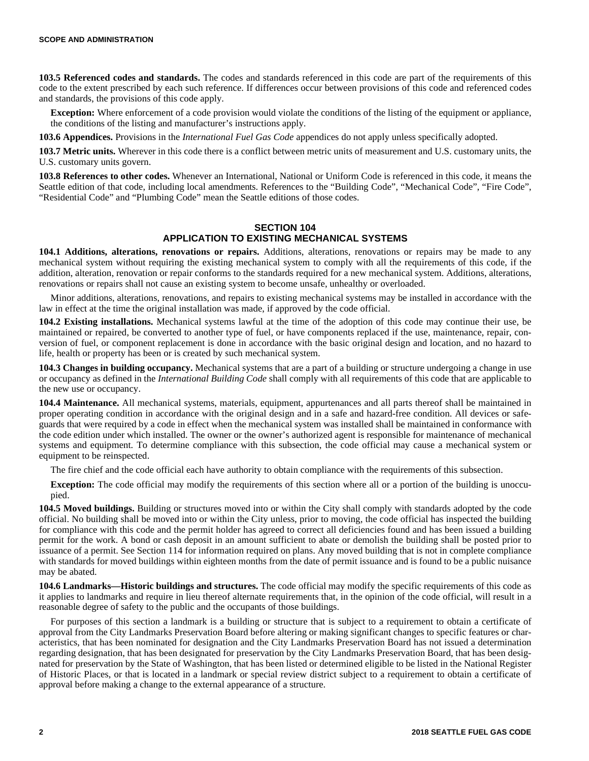**103.5 Referenced codes and standards.** The codes and standards referenced in this code are part of the requirements of this code to the extent prescribed by each such reference. If differences occur between provisions of this code and referenced codes and standards, the provisions of this code apply.

**Exception:** Where enforcement of a code provision would violate the conditions of the listing of the equipment or appliance, the conditions of the listing and manufacturer's instructions apply.

**103.6 Appendices.** Provisions in the *International Fuel Gas Code* appendices do not apply unless specifically adopted.

**103.7 Metric units.** Wherever in this code there is a conflict between metric units of measurement and U.S. customary units, the U.S. customary units govern.

**103.8 References to other codes.** Whenever an International, National or Uniform Code is referenced in this code, it means the Seattle edition of that code, including local amendments. References to the "Building Code", "Mechanical Code", "Fire Code", "Residential Code" and "Plumbing Code" mean the Seattle editions of those codes.

## SECTION 104 APPLICATION TO EXISTING MECHANICAL SYSTEMS

**104.1 Additions, alterations, renovations or repairs.** Additions, alterations, renovations or repairs may be made to any mechanical system without requiring the existing mechanical system to comply with all the requirements of this code, if the addition, alteration, renovation or repair conforms to the standards required for a new mechanical system. Additions, alterations, renovations or repairs shall not cause an existing system to become unsafe, unhealthy or overloaded.

Minor additions, alterations, renovations, and repairs to existing mechanical systems may be installed in accordance with the law in effect at the time the original installation was made, if approved by the code official.

**104.2 Existing installations.** Mechanical systems lawful at the time of the adoption of this code may continue their use, be maintained or repaired, be converted to another type of fuel, or have components replaced if the use, maintenance, repair, conversion of fuel, or component replacement is done in accordance with the basic original design and location, and no hazard to life, health or property has been or is created by such mechanical system.

**104.3 Changes in building occupancy.** Mechanical systems that are a part of a building or structure undergoing a change in use or occupancy as defined in the *International Building Code* shall comply with all requirements of this code that are applicable to the new use or occupancy.

**104.4 Maintenance.** All mechanical systems, materials, equipment, appurtenances and all parts thereof shall be maintained in proper operating condition in accordance with the original design and in a safe and hazard-free condition. All devices or safeguards that were required by a code in effect when the mechanical system was installed shall be maintained in conformance with the code edition under which installed. The owner or the owner's authorized agent is responsible for maintenance of mechanical systems and equipment. To determine compliance with this subsection, the code official may cause a mechanical system or equipment to be reinspected.

The fire chief and the code official each have authority to obtain compliance with the requirements of this subsection.

**Exception:** The code official may modify the requirements of this section where all or a portion of the building is unoccupied.

**104.5 Moved buildings.** Building or structures moved into or within the City shall comply with standards adopted by the code official. No building shall be moved into or within the City unless, prior to moving, the code official has inspected the building for compliance with this code and the permit holder has agreed to correct all deficiencies found and has been issued a building permit for the work. A bond or cash deposit in an amount sufficient to abate or demolish the building shall be posted prior to issuance of a permit. See Section 114 for information required on plans. Any moved building that is not in complete compliance with standards for moved buildings within eighteen months from the date of permit issuance and is found to be a public nuisance may be abated.

**104.6 Landmarks—Historic buildings and structures.** The code official may modify the specific requirements of this code as it applies to landmarks and require in lieu thereof alternate requirements that, in the opinion of the code official, will result in a reasonable degree of safety to the public and the occupants of those buildings.

For purposes of this section a landmark is a building or structure that is subject to a requirement to obtain a certificate of approval from the City Landmarks Preservation Board before altering or making significant changes to specific features or characteristics, that has been nominated for designation and the City Landmarks Preservation Board has not issued a determination regarding designation, that has been designated for preservation by the City Landmarks Preservation Board, that has been designated for preservation by the State of Washington, that has been listed or determined eligible to be listed in the National Register of Historic Places, or that is located in a landmark or special review district subject to a requirement to obtain a certificate of approval before making a change to the external appearance of a structure.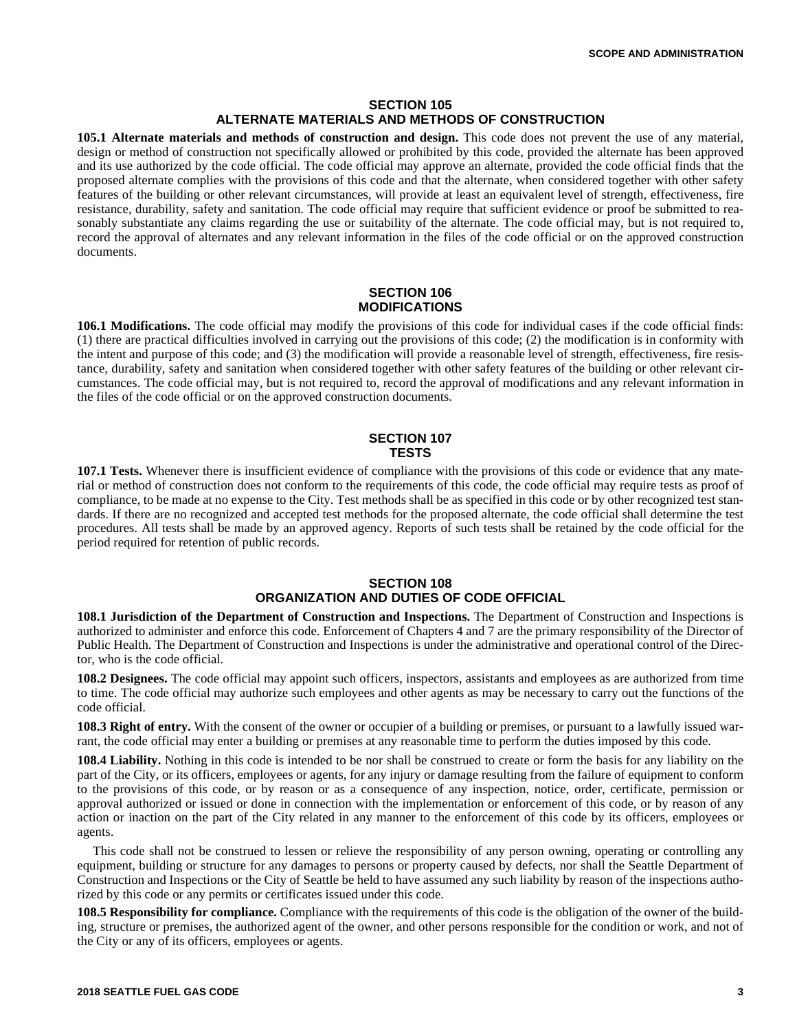## SECTION 105 ALTERNATE MATERIALS AND METHODS OF CONSTRUCTION

**105.1 Alternate materials and methods of construction and design.** This code does not prevent the use of any material, design or method of construction not specifically allowed or prohibited by this code, provided the alternate has been approved and its use authorized by the code official. The code official may approve an alternate, provided the code official finds that the proposed alternate complies with the provisions of this code and that the alternate, when considered together with other safety features of the building or other relevant circumstances, will provide at least an equivalent level of strength, effectiveness, fire resistance, durability, safety and sanitation. The code official may require that sufficient evidence or proof be submitted to reasonably substantiate any claims regarding the use or suitability of the alternate. The code official may, but is not required to, record the approval of alternates and any relevant information in the files of the code official or on the approved construction documents.

## SECTION 106 MODIFICATIONS

**106.1 Modifications.** The code official may modify the provisions of this code for individual cases if the code official finds: (1) there are practical difficulties involved in carrying out the provisions of this code; (2) the modification is in conformity with the intent and purpose of this code; and (3) the modification will provide a reasonable level of strength, effectiveness, fire resistance, durability, safety and sanitation when considered together with other safety features of the building or other relevant circumstances. The code official may, but is not required to, record the approval of modifications and any relevant information in the files of the code official or on the approved construction documents.

## SECTION 107 TESTS

**107.1 Tests.** Whenever there is insufficient evidence of compliance with the provisions of this code or evidence that any material or method of construction does not conform to the requirements of this code, the code official may require tests as proof of compliance, to be made at no expense to the City. Test methods shall be as specified in this code or by other recognized test standards. If there are no recognized and accepted test methods for the proposed alternate, the code official shall determine the test procedures. All tests shall be made by an approved agency. Reports of such tests shall be retained by the code official for the period required for retention of public records.

## SECTION 108 ORGANIZATION AND DUTIES OF CODE OFFICIAL

**108.1 Jurisdiction of the Department of Construction and Inspections.** The Department of Construction and Inspections is authorized to administer and enforce this code. Enforcement of Chapters 4 and 7 are the primary responsibility of the Director of Public Health. The Department of Construction and Inspections is under the administrative and operational control of the Director, who is the code official.

**108.2 Designees.** The code official may appoint such officers, inspectors, assistants and employees as are authorized from time to time. The code official may authorize such employees and other agents as may be necessary to carry out the functions of the code official.

**108.3 Right of entry.** With the consent of the owner or occupier of a building or premises, or pursuant to a lawfully issued warrant, the code official may enter a building or premises at any reasonable time to perform the duties imposed by this code.

**108.4 Liability.** Nothing in this code is intended to be nor shall be construed to create or form the basis for any liability on the part of the City, or its officers, employees or agents, for any injury or damage resulting from the failure of equipment to conform to the provisions of this code, or by reason or as a consequence of any inspection, notice, order, certificate, permission or approval authorized or issued or done in connection with the implementation or enforcement of this code, or by reason of any action or inaction on the part of the City related in any manner to the enforcement of this code by its officers, employees or agents.

This code shall not be construed to lessen or relieve the responsibility of any person owning, operating or controlling any equipment, building or structure for any damages to persons or property caused by defects, nor shall the Seattle Department of Construction and Inspections or the City of Seattle be held to have assumed any such liability by reason of the inspections authorized by this code or any permits or certificates issued under this code.

**108.5 Responsibility for compliance.** Compliance with the requirements of this code is the obligation of the owner of the building, structure or premises, the authorized agent of the owner, and other persons responsible for the condition or work, and not of the City or any of its officers, employees or agents.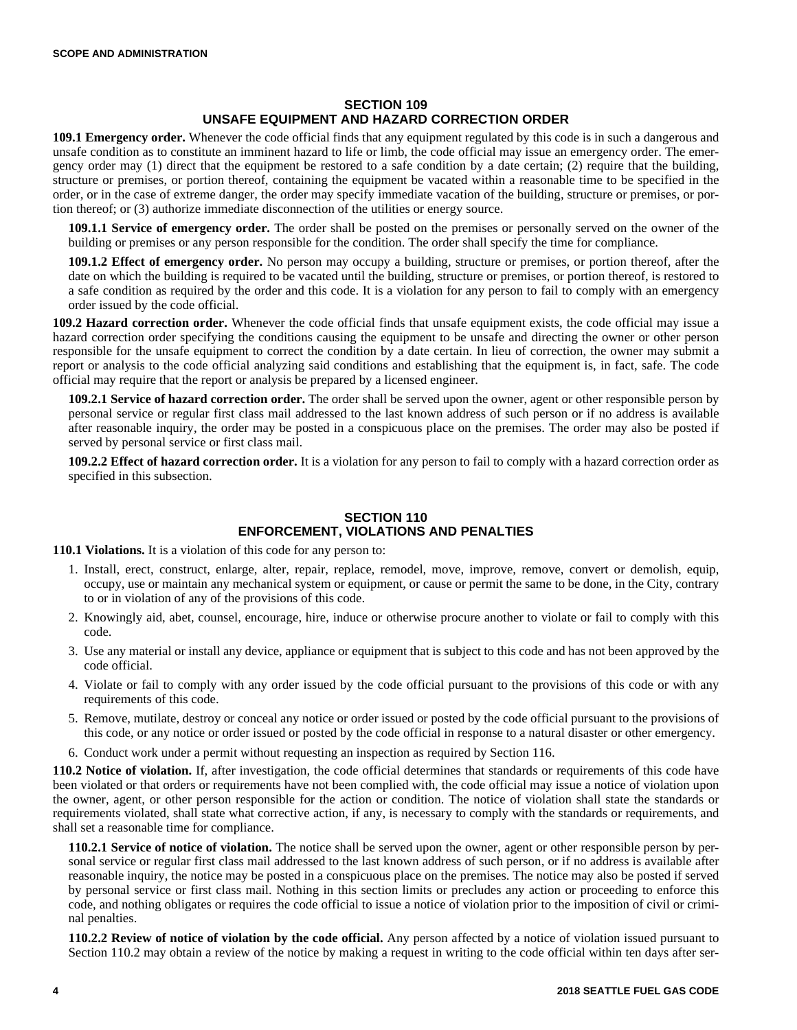## SECTION 109
## UNSAFE EQUIPMENT AND HAZARD CORRECTION ORDER

**109.1 Emergency order.** Whenever the code official finds that any equipment regulated by this code is in such a dangerous and unsafe condition as to constitute an imminent hazard to life or limb, the code official may issue an emergency order. The emergency order may (1) direct that the equipment be restored to a safe condition by a date certain; (2) require that the building, structure or premises, or portion thereof, containing the equipment be vacated within a reasonable time to be specified in the order, or in the case of extreme danger, the order may specify immediate vacation of the building, structure or premises, or portion thereof; or (3) authorize immediate disconnection of the utilities or energy source.

**109.1.1 Service of emergency order.** The order shall be posted on the premises or personally served on the owner of the building or premises or any person responsible for the condition. The order shall specify the time for compliance.

**109.1.2 Effect of emergency order.** No person may occupy a building, structure or premises, or portion thereof, after the date on which the building is required to be vacated until the building, structure or premises, or portion thereof, is restored to a safe condition as required by the order and this code. It is a violation for any person to fail to comply with an emergency order issued by the code official.

**109.2 Hazard correction order.** Whenever the code official finds that unsafe equipment exists, the code official may issue a hazard correction order specifying the conditions causing the equipment to be unsafe and directing the owner or other person responsible for the unsafe equipment to correct the condition by a date certain. In lieu of correction, the owner may submit a report or analysis to the code official analyzing said conditions and establishing that the equipment is, in fact, safe. The code official may require that the report or analysis be prepared by a licensed engineer.

**109.2.1 Service of hazard correction order.** The order shall be served upon the owner, agent or other responsible person by personal service or regular first class mail addressed to the last known address of such person or if no address is available after reasonable inquiry, the order may be posted in a conspicuous place on the premises. The order may also be posted if served by personal service or first class mail.

**109.2.2 Effect of hazard correction order.** It is a violation for any person to fail to comply with a hazard correction order as specified in this subsection.

## SECTION 110
## ENFORCEMENT, VIOLATIONS AND PENALTIES

**110.1 Violations.** It is a violation of this code for any person to:

1. Install, erect, construct, enlarge, alter, repair, replace, remodel, move, improve, remove, convert or demolish, equip, occupy, use or maintain any mechanical system or equipment, or cause or permit the same to be done, in the City, contrary to or in violation of any of the provisions of this code.
2. Knowingly aid, abet, counsel, encourage, hire, induce or otherwise procure another to violate or fail to comply with this code.
3. Use any material or install any device, appliance or equipment that is subject to this code and has not been approved by the code official.
4. Violate or fail to comply with any order issued by the code official pursuant to the provisions of this code or with any requirements of this code.
5. Remove, mutilate, destroy or conceal any notice or order issued or posted by the code official pursuant to the provisions of this code, or any notice or order issued or posted by the code official in response to a natural disaster or other emergency.
6. Conduct work under a permit without requesting an inspection as required by Section 116.

**110.2 Notice of violation.** If, after investigation, the code official determines that standards or requirements of this code have been violated or that orders or requirements have not been complied with, the code official may issue a notice of violation upon the owner, agent, or other person responsible for the action or condition. The notice of violation shall state the standards or requirements violated, shall state what corrective action, if any, is necessary to comply with the standards or requirements, and shall set a reasonable time for compliance.

**110.2.1 Service of notice of violation.** The notice shall be served upon the owner, agent or other responsible person by personal service or regular first class mail addressed to the last known address of such person, or if no address is available after reasonable inquiry, the notice may be posted in a conspicuous place on the premises. The notice may also be posted if served by personal service or first class mail. Nothing in this section limits or precludes any action or proceeding to enforce this code, and nothing obligates or requires the code official to issue a notice of violation prior to the imposition of civil or criminal penalties.

**110.2.2 Review of notice of violation by the code official.** Any person affected by a notice of violation issued pursuant to Section 110.2 may obtain a review of the notice by making a request in writing to the code official within ten days after ser-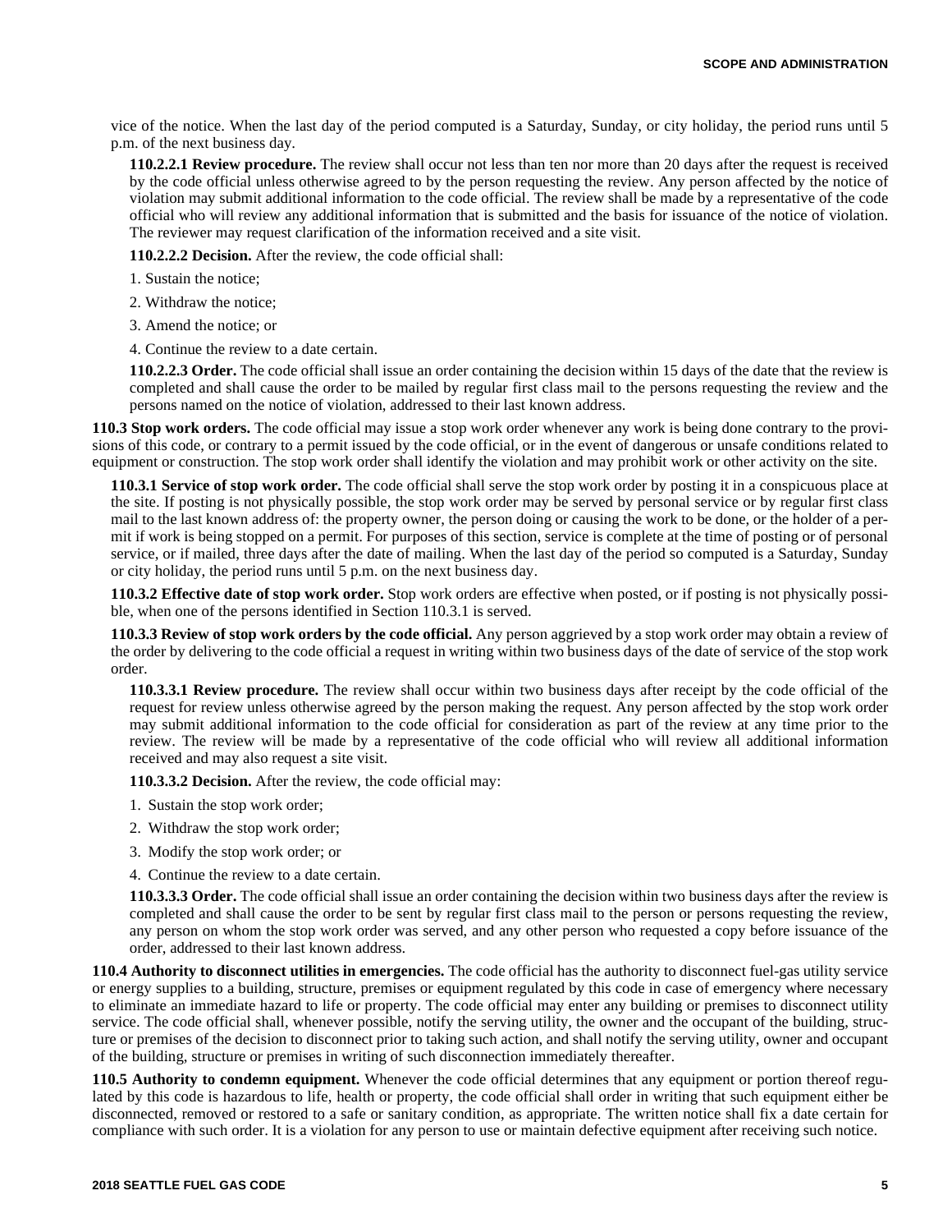vice of the notice. When the last day of the period computed is a Saturday, Sunday, or city holiday, the period runs until 5 p.m. of the next business day.

**110.2.2.1 Review procedure.** The review shall occur not less than ten nor more than 20 days after the request is received by the code official unless otherwise agreed to by the person requesting the review. Any person affected by the notice of violation may submit additional information to the code official. The review shall be made by a representative of the code official who will review any additional information that is submitted and the basis for issuance of the notice of violation. The reviewer may request clarification of the information received and a site visit.

**110.2.2.2 Decision.** After the review, the code official shall:

1. Sustain the notice;
2. Withdraw the notice;
3. Amend the notice; or
4. Continue the review to a date certain.

**110.2.2.3 Order.** The code official shall issue an order containing the decision within 15 days of the date that the review is completed and shall cause the order to be mailed by regular first class mail to the persons requesting the review and the persons named on the notice of violation, addressed to their last known address.

**110.3 Stop work orders.** The code official may issue a stop work order whenever any work is being done contrary to the provisions of this code, or contrary to a permit issued by the code official, or in the event of dangerous or unsafe conditions related to equipment or construction. The stop work order shall identify the violation and may prohibit work or other activity on the site.

**110.3.1 Service of stop work order.** The code official shall serve the stop work order by posting it in a conspicuous place at the site. If posting is not physically possible, the stop work order may be served by personal service or by regular first class mail to the last known address of: the property owner, the person doing or causing the work to be done, or the holder of a permit if work is being stopped on a permit. For purposes of this section, service is complete at the time of posting or of personal service, or if mailed, three days after the date of mailing. When the last day of the period so computed is a Saturday, Sunday or city holiday, the period runs until 5 p.m. on the next business day.

**110.3.2 Effective date of stop work order.** Stop work orders are effective when posted, or if posting is not physically possible, when one of the persons identified in Section 110.3.1 is served.

**110.3.3 Review of stop work orders by the code official.** Any person aggrieved by a stop work order may obtain a review of the order by delivering to the code official a request in writing within two business days of the date of service of the stop work order.

**110.3.3.1 Review procedure.** The review shall occur within two business days after receipt by the code official of the request for review unless otherwise agreed by the person making the request. Any person affected by the stop work order may submit additional information to the code official for consideration as part of the review at any time prior to the review. The review will be made by a representative of the code official who will review all additional information received and may also request a site visit.

**110.3.3.2 Decision.** After the review, the code official may:

1. Sustain the stop work order;
2. Withdraw the stop work order;
3. Modify the stop work order; or
4. Continue the review to a date certain.

**110.3.3.3 Order.** The code official shall issue an order containing the decision within two business days after the review is completed and shall cause the order to be sent by regular first class mail to the person or persons requesting the review, any person on whom the stop work order was served, and any other person who requested a copy before issuance of the order, addressed to their last known address.

**110.4 Authority to disconnect utilities in emergencies.** The code official has the authority to disconnect fuel-gas utility service or energy supplies to a building, structure, premises or equipment regulated by this code in case of emergency where necessary to eliminate an immediate hazard to life or property. The code official may enter any building or premises to disconnect utility service. The code official shall, whenever possible, notify the serving utility, the owner and the occupant of the building, structure or premises of the decision to disconnect prior to taking such action, and shall notify the serving utility, owner and occupant of the building, structure or premises in writing of such disconnection immediately thereafter.

**110.5 Authority to condemn equipment.** Whenever the code official determines that any equipment or portion thereof regulated by this code is hazardous to life, health or property, the code official shall order in writing that such equipment either be disconnected, removed or restored to a safe or sanitary condition, as appropriate. The written notice shall fix a date certain for compliance with such order. It is a violation for any person to use or maintain defective equipment after receiving such notice.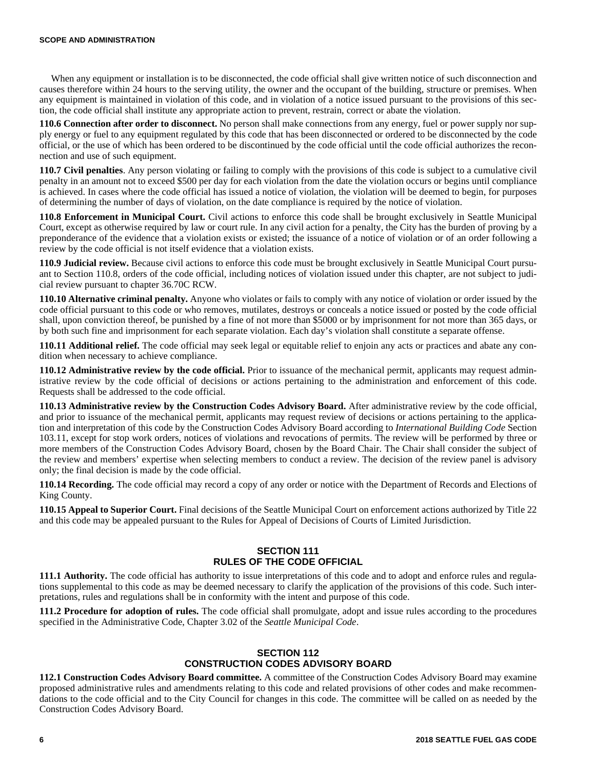When any equipment or installation is to be disconnected, the code official shall give written notice of such disconnection and causes therefore within 24 hours to the serving utility, the owner and the occupant of the building, structure or premises. When any equipment is maintained in violation of this code, and in violation of a notice issued pursuant to the provisions of this section, the code official shall institute any appropriate action to prevent, restrain, correct or abate the violation.

**110.6 Connection after order to disconnect.** No person shall make connections from any energy, fuel or power supply nor supply energy or fuel to any equipment regulated by this code that has been disconnected or ordered to be disconnected by the code official, or the use of which has been ordered to be discontinued by the code official until the code official authorizes the reconnection and use of such equipment.

**110.7 Civil penalties**. Any person violating or failing to comply with the provisions of this code is subject to a cumulative civil penalty in an amount not to exceed $500 per day for each violation from the date the violation occurs or begins until compliance is achieved. In cases where the code official has issued a notice of violation, the violation will be deemed to begin, for purposes of determining the number of days of violation, on the date compliance is required by the notice of violation.

**110.8 Enforcement in Municipal Court.** Civil actions to enforce this code shall be brought exclusively in Seattle Municipal Court, except as otherwise required by law or court rule. In any civil action for a penalty, the City has the burden of proving by a preponderance of the evidence that a violation exists or existed; the issuance of a notice of violation or of an order following a review by the code official is not itself evidence that a violation exists.

**110.9 Judicial review.** Because civil actions to enforce this code must be brought exclusively in Seattle Municipal Court pursuant to Section 110.8, orders of the code official, including notices of violation issued under this chapter, are not subject to judicial review pursuant to chapter 36.70C RCW.

**110.10 Alternative criminal penalty.** Anyone who violates or fails to comply with any notice of violation or order issued by the code official pursuant to this code or who removes, mutilates, destroys or conceals a notice issued or posted by the code official shall, upon conviction thereof, be punished by a fine of not more than $5000 or by imprisonment for not more than 365 days, or by both such fine and imprisonment for each separate violation. Each day's violation shall constitute a separate offense.

**110.11 Additional relief.** The code official may seek legal or equitable relief to enjoin any acts or practices and abate any condition when necessary to achieve compliance.

**110.12 Administrative review by the code official.** Prior to issuance of the mechanical permit, applicants may request administrative review by the code official of decisions or actions pertaining to the administration and enforcement of this code. Requests shall be addressed to the code official.

**110.13 Administrative review by the Construction Codes Advisory Board.** After administrative review by the code official, and prior to issuance of the mechanical permit, applicants may request review of decisions or actions pertaining to the application and interpretation of this code by the Construction Codes Advisory Board according to *International Building Code* Section 103.11, except for stop work orders, notices of violations and revocations of permits. The review will be performed by three or more members of the Construction Codes Advisory Board, chosen by the Board Chair. The Chair shall consider the subject of the review and members' expertise when selecting members to conduct a review. The decision of the review panel is advisory only; the final decision is made by the code official.

**110.14 Recording.** The code official may record a copy of any order or notice with the Department of Records and Elections of King County.

**110.15 Appeal to Superior Court.** Final decisions of the Seattle Municipal Court on enforcement actions authorized by Title 22 and this code may be appealed pursuant to the Rules for Appeal of Decisions of Courts of Limited Jurisdiction.

## SECTION 111
## RULES OF THE CODE OFFICIAL

**111.1 Authority.** The code official has authority to issue interpretations of this code and to adopt and enforce rules and regulations supplemental to this code as may be deemed necessary to clarify the application of the provisions of this code. Such interpretations, rules and regulations shall be in conformity with the intent and purpose of this code.

**111.2 Procedure for adoption of rules.** The code official shall promulgate, adopt and issue rules according to the procedures specified in the Administrative Code, Chapter 3.02 of the *Seattle Municipal Code*.

## SECTION 112
## CONSTRUCTION CODES ADVISORY BOARD

**112.1 Construction Codes Advisory Board committee.** A committee of the Construction Codes Advisory Board may examine proposed administrative rules and amendments relating to this code and related provisions of other codes and make recommendations to the code official and to the City Council for changes in this code. The committee will be called on as needed by the Construction Codes Advisory Board.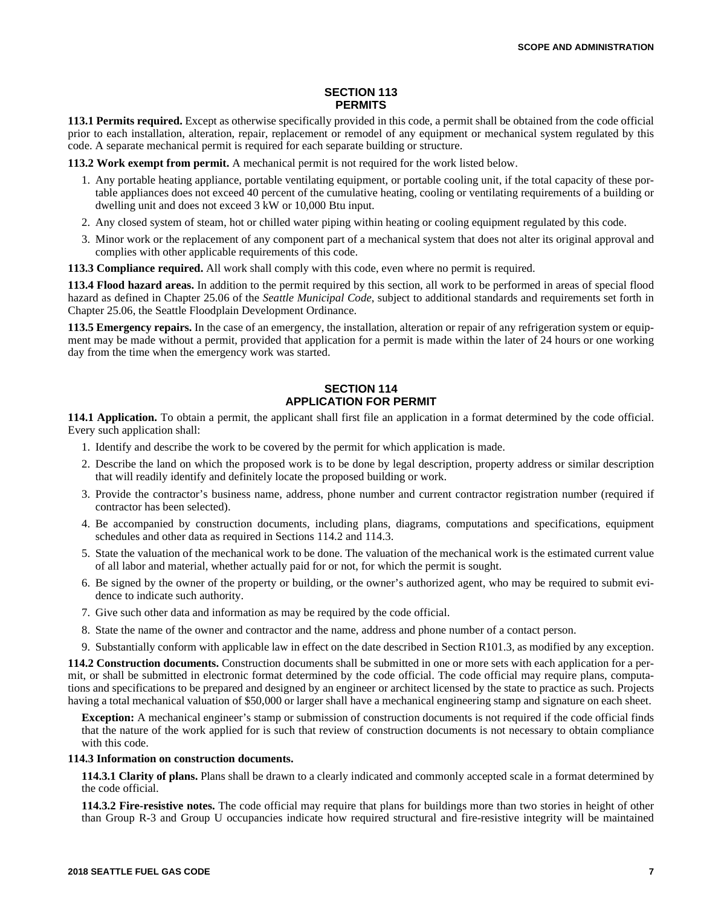## SECTION 113
## PERMITS

**113.1 Permits required.** Except as otherwise specifically provided in this code, a permit shall be obtained from the code official prior to each installation, alteration, repair, replacement or remodel of any equipment or mechanical system regulated by this code. A separate mechanical permit is required for each separate building or structure.

**113.2 Work exempt from permit.** A mechanical permit is not required for the work listed below.

1. Any portable heating appliance, portable ventilating equipment, or portable cooling unit, if the total capacity of these portable appliances does not exceed 40 percent of the cumulative heating, cooling or ventilating requirements of a building or dwelling unit and does not exceed 3 kW or 10,000 Btu input.
2. Any closed system of steam, hot or chilled water piping within heating or cooling equipment regulated by this code.
3. Minor work or the replacement of any component part of a mechanical system that does not alter its original approval and complies with other applicable requirements of this code.

**113.3 Compliance required.** All work shall comply with this code, even where no permit is required.

**113.4 Flood hazard areas.** In addition to the permit required by this section, all work to be performed in areas of special flood hazard as defined in Chapter 25.06 of the *Seattle Municipal Code*, subject to additional standards and requirements set forth in Chapter 25.06, the Seattle Floodplain Development Ordinance.

**113.5 Emergency repairs.** In the case of an emergency, the installation, alteration or repair of any refrigeration system or equipment may be made without a permit, provided that application for a permit is made within the later of 24 hours or one working day from the time when the emergency work was started.

## SECTION 114
## APPLICATION FOR PERMIT

**114.1 Application.** To obtain a permit, the applicant shall first file an application in a format determined by the code official. Every such application shall:

1. Identify and describe the work to be covered by the permit for which application is made.
2. Describe the land on which the proposed work is to be done by legal description, property address or similar description that will readily identify and definitely locate the proposed building or work.
3. Provide the contractor's business name, address, phone number and current contractor registration number (required if contractor has been selected).
4. Be accompanied by construction documents, including plans, diagrams, computations and specifications, equipment schedules and other data as required in Sections 114.2 and 114.3.
5. State the valuation of the mechanical work to be done. The valuation of the mechanical work is the estimated current value of all labor and material, whether actually paid for or not, for which the permit is sought.
6. Be signed by the owner of the property or building, or the owner's authorized agent, who may be required to submit evidence to indicate such authority.
7. Give such other data and information as may be required by the code official.
8. State the name of the owner and contractor and the name, address and phone number of a contact person.
9. Substantially conform with applicable law in effect on the date described in Section R101.3, as modified by any exception.

**114.2 Construction documents.** Construction documents shall be submitted in one or more sets with each application for a permit, or shall be submitted in electronic format determined by the code official. The code official may require plans, computations and specifications to be prepared and designed by an engineer or architect licensed by the state to practice as such. Projects having a total mechanical valuation of $50,000 or larger shall have a mechanical engineering stamp and signature on each sheet.

**Exception:** A mechanical engineer's stamp or submission of construction documents is not required if the code official finds that the nature of the work applied for is such that review of construction documents is not necessary to obtain compliance with this code.

**114.3 Information on construction documents.**

**114.3.1 Clarity of plans.** Plans shall be drawn to a clearly indicated and commonly accepted scale in a format determined by the code official.

**114.3.2 Fire-resistive notes.** The code official may require that plans for buildings more than two stories in height of other than Group R-3 and Group U occupancies indicate how required structural and fire-resistive integrity will be maintained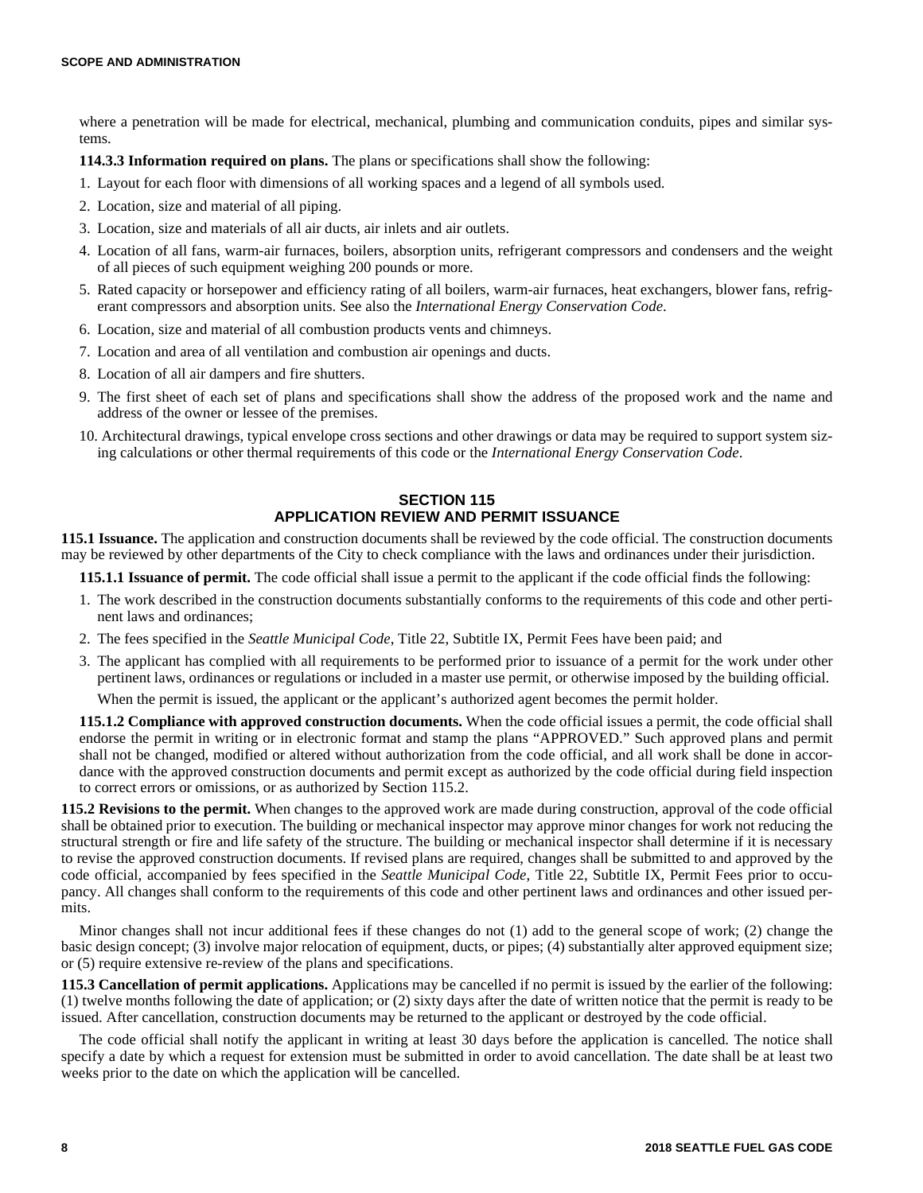where a penetration will be made for electrical, mechanical, plumbing and communication conduits, pipes and similar systems.

**114.3.3 Information required on plans.** The plans or specifications shall show the following:

1. Layout for each floor with dimensions of all working spaces and a legend of all symbols used.
2. Location, size and material of all piping.
3. Location, size and materials of all air ducts, air inlets and air outlets.
4. Location of all fans, warm-air furnaces, boilers, absorption units, refrigerant compressors and condensers and the weight of all pieces of such equipment weighing 200 pounds or more.
5. Rated capacity or horsepower and efficiency rating of all boilers, warm-air furnaces, heat exchangers, blower fans, refrigerant compressors and absorption units. See also the *International Energy Conservation Code*.
6. Location, size and material of all combustion products vents and chimneys.
7. Location and area of all ventilation and combustion air openings and ducts.
8. Location of all air dampers and fire shutters.
9. The first sheet of each set of plans and specifications shall show the address of the proposed work and the name and address of the owner or lessee of the premises.
10. Architectural drawings, typical envelope cross sections and other drawings or data may be required to support system sizing calculations or other thermal requirements of this code or the *International Energy Conservation Code*.

## SECTION 115 APPLICATION REVIEW AND PERMIT ISSUANCE

**115.1 Issuance.** The application and construction documents shall be reviewed by the code official. The construction documents may be reviewed by other departments of the City to check compliance with the laws and ordinances under their jurisdiction.

**115.1.1 Issuance of permit.** The code official shall issue a permit to the applicant if the code official finds the following:

1. The work described in the construction documents substantially conforms to the requirements of this code and other pertinent laws and ordinances;
2. The fees specified in the *Seattle Municipal Code*, Title 22, Subtitle IX, Permit Fees have been paid; and
3. The applicant has complied with all requirements to be performed prior to issuance of a permit for the work under other pertinent laws, ordinances or regulations or included in a master use permit, or otherwise imposed by the building official.

   When the permit is issued, the applicant or the applicant's authorized agent becomes the permit holder.

**115.1.2 Compliance with approved construction documents.** When the code official issues a permit, the code official shall endorse the permit in writing or in electronic format and stamp the plans "APPROVED." Such approved plans and permit shall not be changed, modified or altered without authorization from the code official, and all work shall be done in accordance with the approved construction documents and permit except as authorized by the code official during field inspection to correct errors or omissions, or as authorized by Section 115.2.

**115.2 Revisions to the permit.** When changes to the approved work are made during construction, approval of the code official shall be obtained prior to execution. The building or mechanical inspector may approve minor changes for work not reducing the structural strength or fire and life safety of the structure. The building or mechanical inspector shall determine if it is necessary to revise the approved construction documents. If revised plans are required, changes shall be submitted to and approved by the code official, accompanied by fees specified in the *Seattle Municipal Code*, Title 22, Subtitle IX, Permit Fees prior to occupancy. All changes shall conform to the requirements of this code and other pertinent laws and ordinances and other issued permits.

Minor changes shall not incur additional fees if these changes do not (1) add to the general scope of work; (2) change the basic design concept; (3) involve major relocation of equipment, ducts, or pipes; (4) substantially alter approved equipment size; or (5) require extensive re-review of the plans and specifications.

**115.3 Cancellation of permit applications.** Applications may be cancelled if no permit is issued by the earlier of the following: (1) twelve months following the date of application; or (2) sixty days after the date of written notice that the permit is ready to be issued. After cancellation, construction documents may be returned to the applicant or destroyed by the code official.

The code official shall notify the applicant in writing at least 30 days before the application is cancelled. The notice shall specify a date by which a request for extension must be submitted in order to avoid cancellation. The date shall be at least two weeks prior to the date on which the application will be cancelled.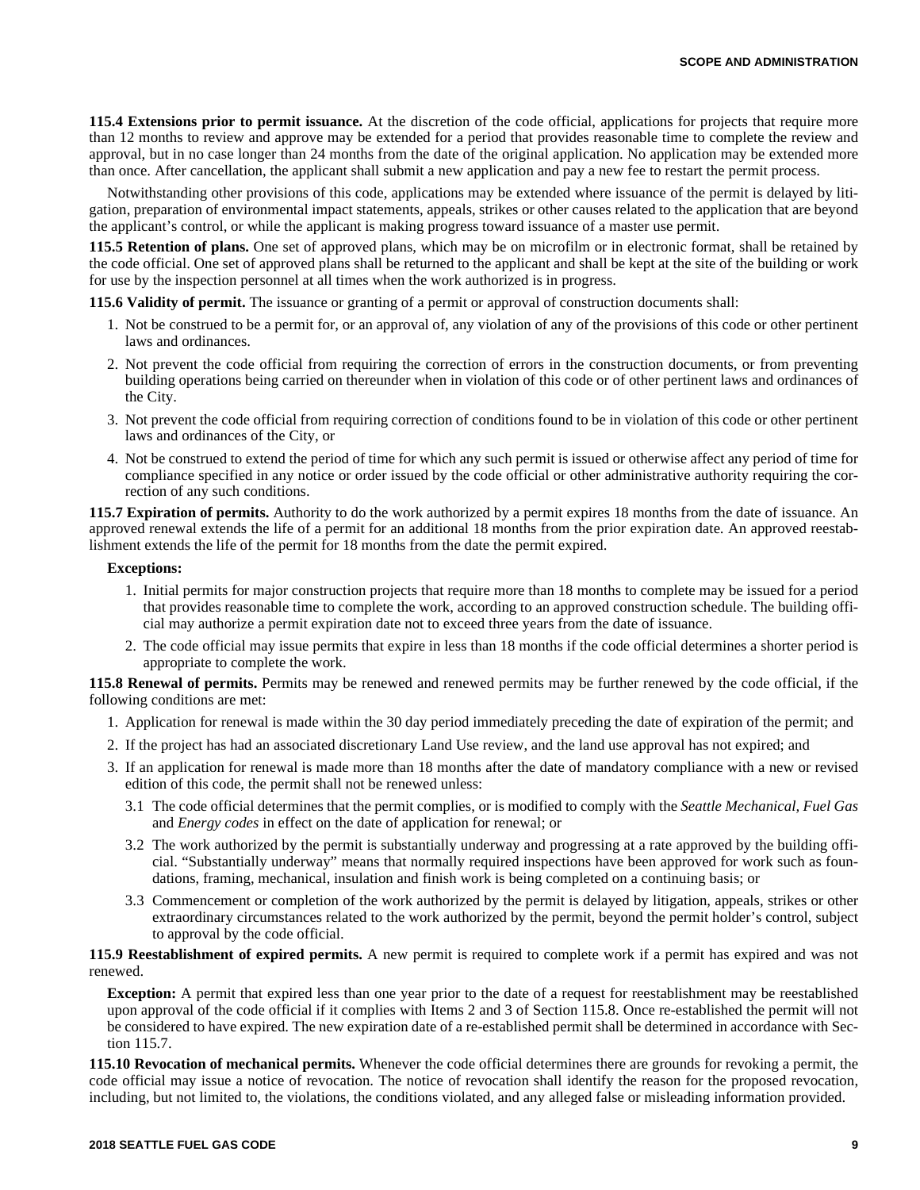**115.4 Extensions prior to permit issuance.** At the discretion of the code official, applications for projects that require more than 12 months to review and approve may be extended for a period that provides reasonable time to complete the review and approval, but in no case longer than 24 months from the date of the original application. No application may be extended more than once. After cancellation, the applicant shall submit a new application and pay a new fee to restart the permit process.

Notwithstanding other provisions of this code, applications may be extended where issuance of the permit is delayed by litigation, preparation of environmental impact statements, appeals, strikes or other causes related to the application that are beyond the applicant's control, or while the applicant is making progress toward issuance of a master use permit.

**115.5 Retention of plans.** One set of approved plans, which may be on microfilm or in electronic format, shall be retained by the code official. One set of approved plans shall be returned to the applicant and shall be kept at the site of the building or work for use by the inspection personnel at all times when the work authorized is in progress.

**115.6 Validity of permit.** The issuance or granting of a permit or approval of construction documents shall:

1. Not be construed to be a permit for, or an approval of, any violation of any of the provisions of this code or other pertinent laws and ordinances.
2. Not prevent the code official from requiring the correction of errors in the construction documents, or from preventing building operations being carried on thereunder when in violation of this code or of other pertinent laws and ordinances of the City.
3. Not prevent the code official from requiring correction of conditions found to be in violation of this code or other pertinent laws and ordinances of the City, or
4. Not be construed to extend the period of time for which any such permit is issued or otherwise affect any period of time for compliance specified in any notice or order issued by the code official or other administrative authority requiring the correction of any such conditions.

**115.7 Expiration of permits.** Authority to do the work authorized by a permit expires 18 months from the date of issuance. An approved renewal extends the life of a permit for an additional 18 months from the prior expiration date. An approved reestablishment extends the life of the permit for 18 months from the date the permit expired.

**Exceptions:**

1. Initial permits for major construction projects that require more than 18 months to complete may be issued for a period that provides reasonable time to complete the work, according to an approved construction schedule. The building official may authorize a permit expiration date not to exceed three years from the date of issuance.
2. The code official may issue permits that expire in less than 18 months if the code official determines a shorter period is appropriate to complete the work.

**115.8 Renewal of permits.** Permits may be renewed and renewed permits may be further renewed by the code official, if the following conditions are met:

1. Application for renewal is made within the 30 day period immediately preceding the date of expiration of the permit; and
2. If the project has had an associated discretionary Land Use review, and the land use approval has not expired; and
3. If an application for renewal is made more than 18 months after the date of mandatory compliance with a new or revised edition of this code, the permit shall not be renewed unless:
   - 3.1 The code official determines that the permit complies, or is modified to comply with the *Seattle Mechanical*, *Fuel Gas* and *Energy codes* in effect on the date of application for renewal; or
   - 3.2 The work authorized by the permit is substantially underway and progressing at a rate approved by the building official. "Substantially underway" means that normally required inspections have been approved for work such as foundations, framing, mechanical, insulation and finish work is being completed on a continuing basis; or
   - 3.3 Commencement or completion of the work authorized by the permit is delayed by litigation, appeals, strikes or other extraordinary circumstances related to the work authorized by the permit, beyond the permit holder's control, subject to approval by the code official.

**115.9 Reestablishment of expired permits.** A new permit is required to complete work if a permit has expired and was not renewed.

**Exception:** A permit that expired less than one year prior to the date of a request for reestablishment may be reestablished upon approval of the code official if it complies with Items 2 and 3 of Section 115.8. Once re-established the permit will not be considered to have expired. The new expiration date of a re-established permit shall be determined in accordance with Section 115.7.

**115.10 Revocation of mechanical permits.** Whenever the code official determines there are grounds for revoking a permit, the code official may issue a notice of revocation. The notice of revocation shall identify the reason for the proposed revocation, including, but not limited to, the violations, the conditions violated, and any alleged false or misleading information provided.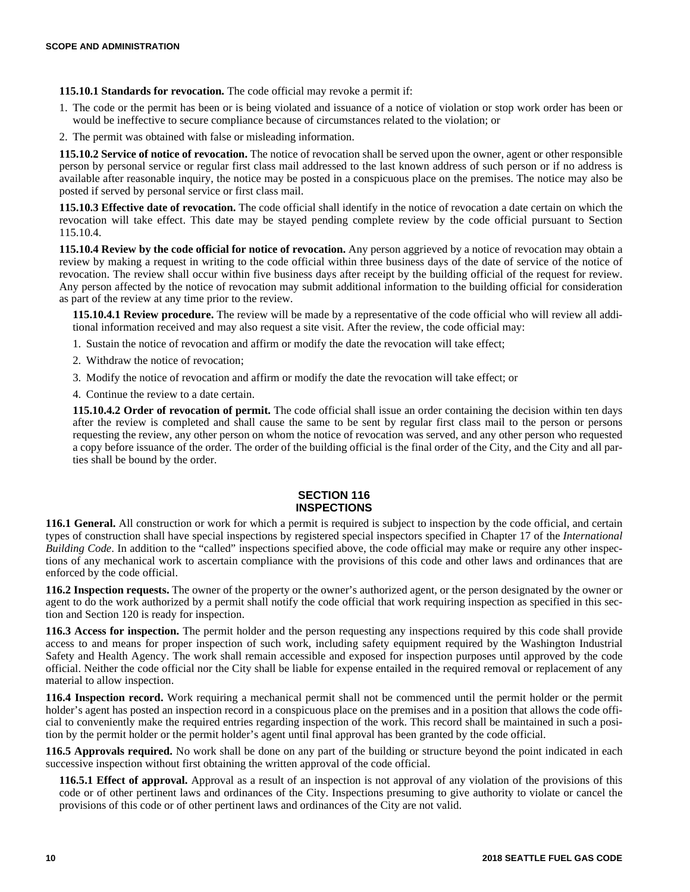**115.10.1 Standards for revocation.** The code official may revoke a permit if:

1. The code or the permit has been or is being violated and issuance of a notice of violation or stop work order has been or would be ineffective to secure compliance because of circumstances related to the violation; or
2. The permit was obtained with false or misleading information.

**115.10.2 Service of notice of revocation.** The notice of revocation shall be served upon the owner, agent or other responsible person by personal service or regular first class mail addressed to the last known address of such person or if no address is available after reasonable inquiry, the notice may be posted in a conspicuous place on the premises. The notice may also be posted if served by personal service or first class mail.

**115.10.3 Effective date of revocation.** The code official shall identify in the notice of revocation a date certain on which the revocation will take effect. This date may be stayed pending complete review by the code official pursuant to Section 115.10.4.

**115.10.4 Review by the code official for notice of revocation.** Any person aggrieved by a notice of revocation may obtain a review by making a request in writing to the code official within three business days of the date of service of the notice of revocation. The review shall occur within five business days after receipt by the building official of the request for review. Any person affected by the notice of revocation may submit additional information to the building official for consideration as part of the review at any time prior to the review.

**115.10.4.1 Review procedure.** The review will be made by a representative of the code official who will review all additional information received and may also request a site visit. After the review, the code official may:

1. Sustain the notice of revocation and affirm or modify the date the revocation will take effect;
2. Withdraw the notice of revocation;
3. Modify the notice of revocation and affirm or modify the date the revocation will take effect; or
4. Continue the review to a date certain.

**115.10.4.2 Order of revocation of permit.** The code official shall issue an order containing the decision within ten days after the review is completed and shall cause the same to be sent by regular first class mail to the person or persons requesting the review, any other person on whom the notice of revocation was served, and any other person who requested a copy before issuance of the order. The order of the building official is the final order of the City, and the City and all parties shall be bound by the order.

## SECTION 116 INSPECTIONS

**116.1 General.** All construction or work for which a permit is required is subject to inspection by the code official, and certain types of construction shall have special inspections by registered special inspectors specified in Chapter 17 of the *International Building Code*. In addition to the "called" inspections specified above, the code official may make or require any other inspections of any mechanical work to ascertain compliance with the provisions of this code and other laws and ordinances that are enforced by the code official.

**116.2 Inspection requests.** The owner of the property or the owner's authorized agent, or the person designated by the owner or agent to do the work authorized by a permit shall notify the code official that work requiring inspection as specified in this section and Section 120 is ready for inspection.

**116.3 Access for inspection.** The permit holder and the person requesting any inspections required by this code shall provide access to and means for proper inspection of such work, including safety equipment required by the Washington Industrial Safety and Health Agency. The work shall remain accessible and exposed for inspection purposes until approved by the code official. Neither the code official nor the City shall be liable for expense entailed in the required removal or replacement of any material to allow inspection.

**116.4 Inspection record.** Work requiring a mechanical permit shall not be commenced until the permit holder or the permit holder's agent has posted an inspection record in a conspicuous place on the premises and in a position that allows the code official to conveniently make the required entries regarding inspection of the work. This record shall be maintained in such a position by the permit holder or the permit holder's agent until final approval has been granted by the code official.

**116.5 Approvals required.** No work shall be done on any part of the building or structure beyond the point indicated in each successive inspection without first obtaining the written approval of the code official.

**116.5.1 Effect of approval.** Approval as a result of an inspection is not approval of any violation of the provisions of this code or of other pertinent laws and ordinances of the City. Inspections presuming to give authority to violate or cancel the provisions of this code or of other pertinent laws and ordinances of the City are not valid.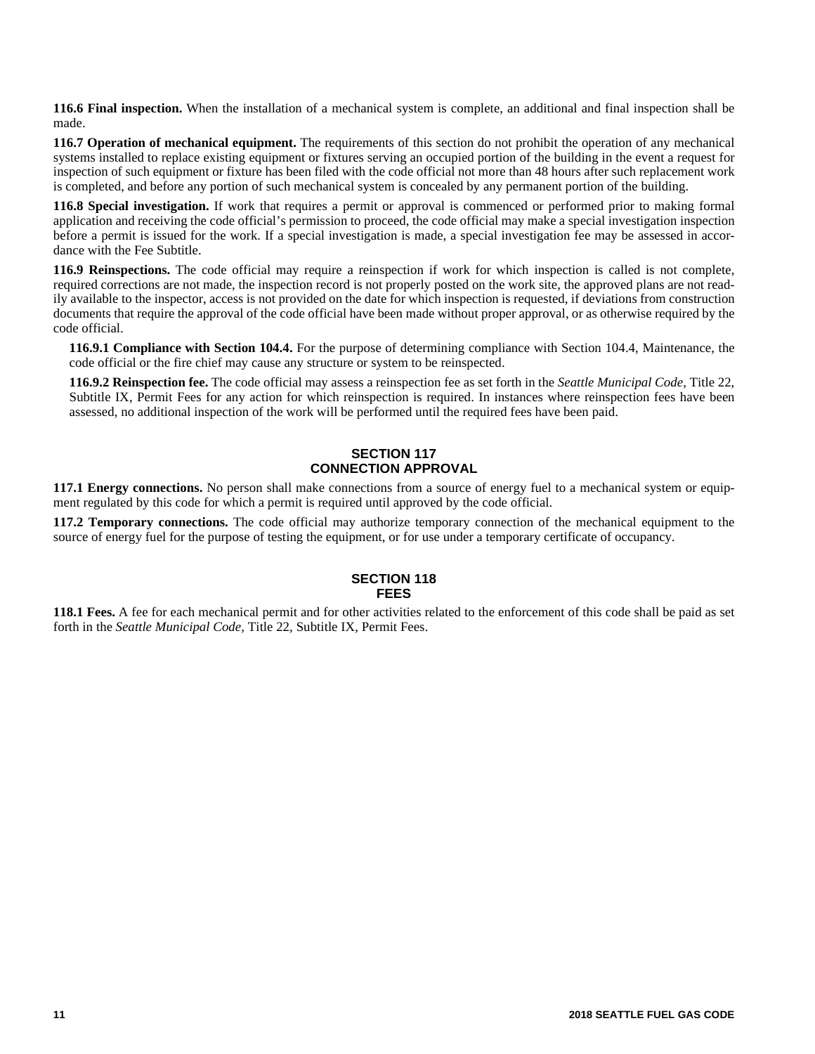**116.6 Final inspection.** When the installation of a mechanical system is complete, an additional and final inspection shall be made.

**116.7 Operation of mechanical equipment.** The requirements of this section do not prohibit the operation of any mechanical systems installed to replace existing equipment or fixtures serving an occupied portion of the building in the event a request for inspection of such equipment or fixture has been filed with the code official not more than 48 hours after such replacement work is completed, and before any portion of such mechanical system is concealed by any permanent portion of the building.

**116.8 Special investigation.** If work that requires a permit or approval is commenced or performed prior to making formal application and receiving the code official's permission to proceed, the code official may make a special investigation inspection before a permit is issued for the work. If a special investigation is made, a special investigation fee may be assessed in accordance with the Fee Subtitle.

**116.9 Reinspections.** The code official may require a reinspection if work for which inspection is called is not complete, required corrections are not made, the inspection record is not properly posted on the work site, the approved plans are not readily available to the inspector, access is not provided on the date for which inspection is requested, if deviations from construction documents that require the approval of the code official have been made without proper approval, or as otherwise required by the code official.

**116.9.1 Compliance with Section 104.4.** For the purpose of determining compliance with Section 104.4, Maintenance, the code official or the fire chief may cause any structure or system to be reinspected.

**116.9.2 Reinspection fee.** The code official may assess a reinspection fee as set forth in the *Seattle Municipal Code*, Title 22, Subtitle IX, Permit Fees for any action for which reinspection is required. In instances where reinspection fees have been assessed, no additional inspection of the work will be performed until the required fees have been paid.

## SECTION 117 CONNECTION APPROVAL

**117.1 Energy connections.** No person shall make connections from a source of energy fuel to a mechanical system or equipment regulated by this code for which a permit is required until approved by the code official.

**117.2 Temporary connections.** The code official may authorize temporary connection of the mechanical equipment to the source of energy fuel for the purpose of testing the equipment, or for use under a temporary certificate of occupancy.

## SECTION 118 FEES

**118.1 Fees.** A fee for each mechanical permit and for other activities related to the enforcement of this code shall be paid as set forth in the *Seattle Municipal Code,* Title 22, Subtitle IX, Permit Fees.